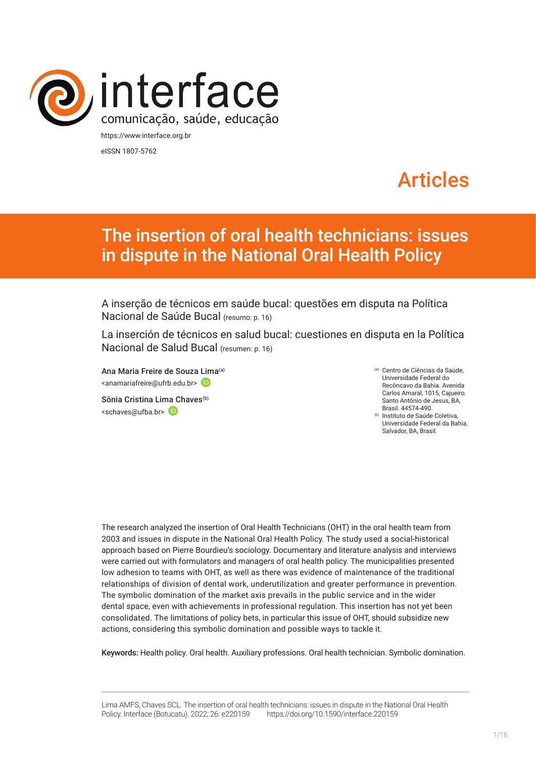interface
comunicação, saúde, educação

https://www.interface.org.br
eISSN 1807-5762

Articles

# The insertion of oral health technicians: issues in dispute in the National Oral Health Policy

A inserção de técnicos em saúde bucal: questões em disputa na Política Nacional de Saúde Bucal (resumo: p. 16)

La inserción de técnicos en salud bucal: cuestiones en disputa en la Política Nacional de Salud Bucal (resumen: p. 16)

Ana Maria Freire de Souza Lima[a]
<anamariafreire@ufrb.edu.br>

Sônia Cristina Lima Chaves[b]
<schaves@ufba.br>

[a] Centro de Ciências da Saúde, Universidade Federal do Recôncavo da Bahia. Avenida Carlos Amaral, 1015, Cajueiro. Santo Antônio de Jesus, BA, Brasil. 44574-490.

[b] Instituto de Saúde Coletiva, Universidade Federal da Bahia. Salvador, BA, Brasil.

The research analyzed the insertion of Oral Health Technicians (OHT) in the oral health team from 2003 and issues in dispute in the National Oral Health Policy. The study used a social-historical approach based on Pierre Bourdieu's sociology. Documentary and literature analysis and interviews were carried out with formulators and managers of oral health policy. The municipalities presented low adhesion to teams with OHT, as well as there was evidence of maintenance of the traditional relationships of division of dental work, underutilization and greater performance in prevention. The symbolic domination of the market axis prevails in the public service and in the wider dental space, even with achievements in professional regulation. This insertion has not yet been consolidated. The limitations of policy bets, in particular this issue of OHT, should subsidize new actions, considering this symbolic domination and possible ways to tackle it.

**Keywords:** Health policy. Oral health. Auxiliary professions. Oral health technician. Symbolic domination.

Lima AMFS, Chaves SCL. The insertion of oral health technicians: issues in dispute in the National Oral Health Policy. Interface (Botucatu). 2022; 26: e220159 https://doi.org/10.1590/interface.220159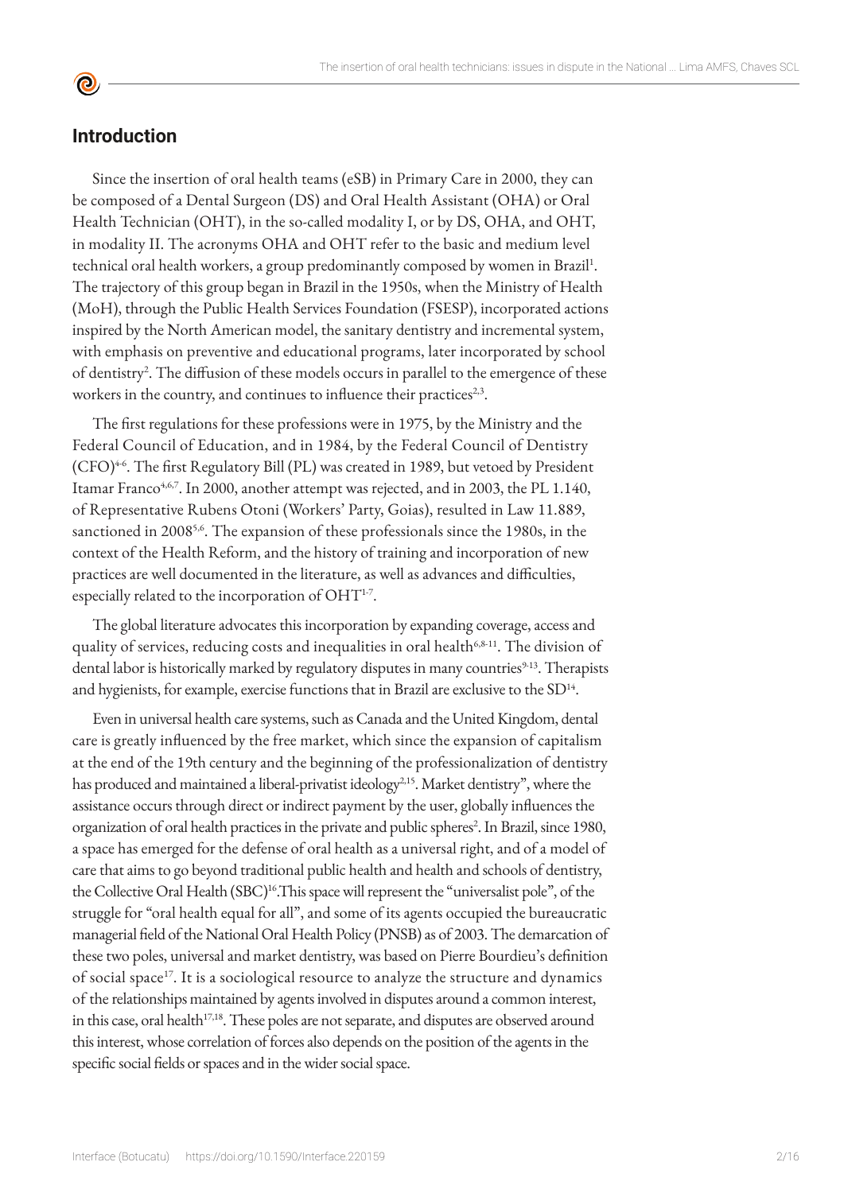## Introduction

Since the insertion of oral health teams (eSB) in Primary Care in 2000, they can be composed of a Dental Surgeon (DS) and Oral Health Assistant (OHA) or Oral Health Technician (OHT), in the so-called modality I, or by DS, OHA, and OHT, in modality II. The acronyms OHA and OHT refer to the basic and medium level technical oral health workers, a group predominantly composed by women in Brazil[1]. The trajectory of this group began in Brazil in the 1950s, when the Ministry of Health (MoH), through the Public Health Services Foundation (FSESP), incorporated actions inspired by the North American model, the sanitary dentistry and incremental system, with emphasis on preventive and educational programs, later incorporated by school of dentistry[2]. The diffusion of these models occurs in parallel to the emergence of these workers in the country, and continues to influence their practices[2,3].

The first regulations for these professions were in 1975, by the Ministry and the Federal Council of Education, and in 1984, by the Federal Council of Dentistry (CFO)[4-6]. The first Regulatory Bill (PL) was created in 1989, but vetoed by President Itamar Franco[4,6,7]. In 2000, another attempt was rejected, and in 2003, the PL 1.140, of Representative Rubens Otoni (Workers' Party, Goias), resulted in Law 11.889, sanctioned in 2008[5,6]. The expansion of these professionals since the 1980s, in the context of the Health Reform, and the history of training and incorporation of new practices are well documented in the literature, as well as advances and difficulties, especially related to the incorporation of OHT[1-7].

The global literature advocates this incorporation by expanding coverage, access and quality of services, reducing costs and inequalities in oral health[6,8-11]. The division of dental labor is historically marked by regulatory disputes in many countries[9-13]. Therapists and hygienists, for example, exercise functions that in Brazil are exclusive to the SD[14].

Even in universal health care systems, such as Canada and the United Kingdom, dental care is greatly influenced by the free market, which since the expansion of capitalism at the end of the 19th century and the beginning of the professionalization of dentistry has produced and maintained a liberal-privatist ideology[2,15]. Market dentistry", where the assistance occurs through direct or indirect payment by the user, globally influences the organization of oral health practices in the private and public spheres[2]. In Brazil, since 1980, a space has emerged for the defense of oral health as a universal right, and of a model of care that aims to go beyond traditional public health and health and schools of dentistry, the Collective Oral Health (SBC)[16].This space will represent the "universalist pole", of the struggle for "oral health equal for all", and some of its agents occupied the bureaucratic managerial field of the National Oral Health Policy (PNSB) as of 2003. The demarcation of these two poles, universal and market dentistry, was based on Pierre Bourdieu's definition of social space[17]. It is a sociological resource to analyze the structure and dynamics of the relationships maintained by agents involved in disputes around a common interest, in this case, oral health[17,18]. These poles are not separate, and disputes are observed around this interest, whose correlation of forces also depends on the position of the agents in the specific social fields or spaces and in the wider social space.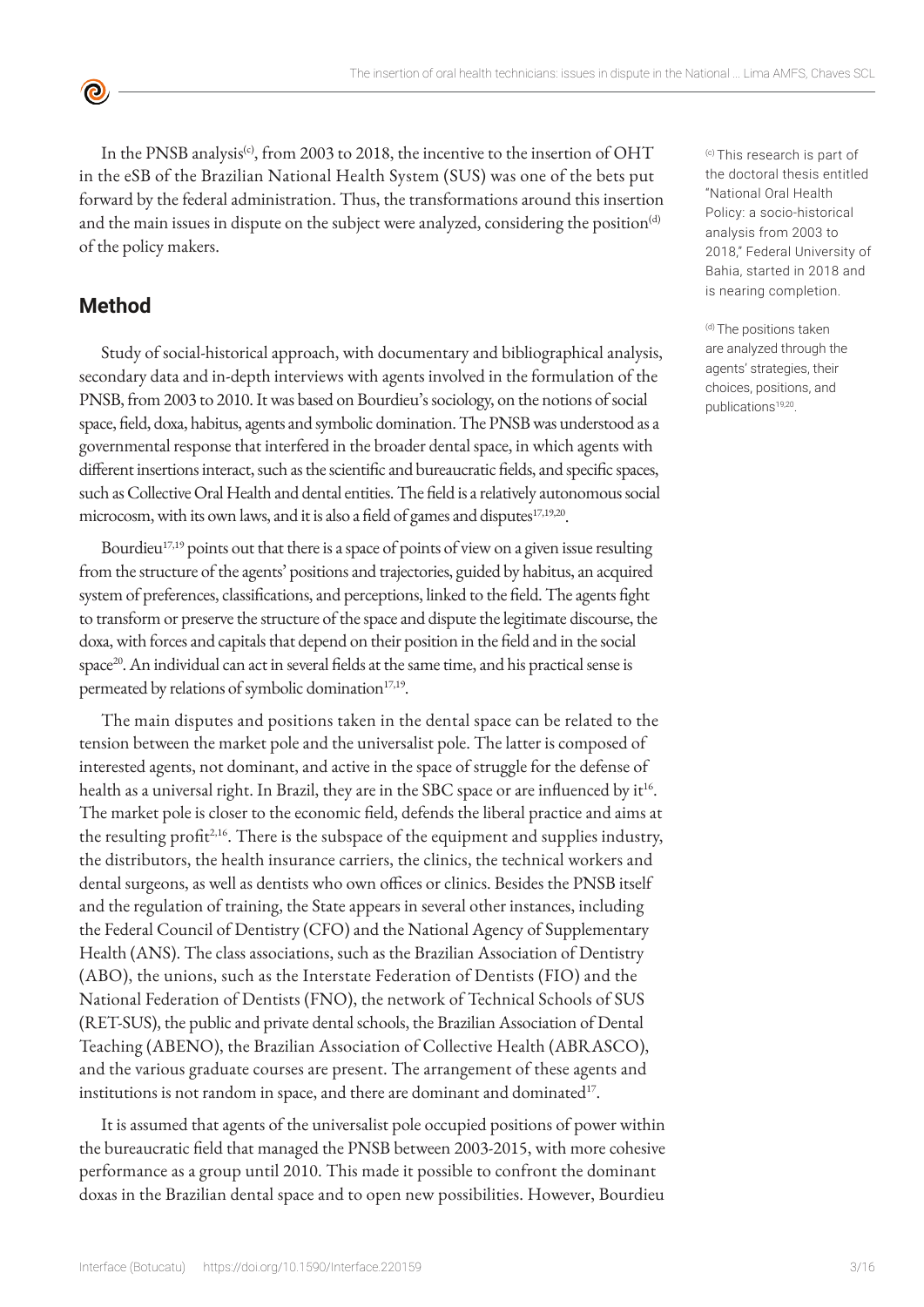In the PNSB analysis[c], from 2003 to 2018, the incentive to the insertion of OHT in the eSB of the Brazilian National Health System (SUS) was one of the bets put forward by the federal administration. Thus, the transformations around this insertion and the main issues in dispute on the subject were analyzed, considering the position[d] of the policy makers.

## Method

Study of social-historical approach, with documentary and bibliographical analysis, secondary data and in-depth interviews with agents involved in the formulation of the PNSB, from 2003 to 2010. It was based on Bourdieu's sociology, on the notions of social space, field, doxa, habitus, agents and symbolic domination. The PNSB was understood as a governmental response that interfered in the broader dental space, in which agents with different insertions interact, such as the scientific and bureaucratic fields, and specific spaces, such as Collective Oral Health and dental entities. The field is a relatively autonomous social microcosm, with its own laws, and it is also a field of games and disputes[17,19,20].

Bourdieu[17,19] points out that there is a space of points of view on a given issue resulting from the structure of the agents' positions and trajectories, guided by habitus, an acquired system of preferences, classifications, and perceptions, linked to the field. The agents fight to transform or preserve the structure of the space and dispute the legitimate discourse, the doxa, with forces and capitals that depend on their position in the field and in the social space[20]. An individual can act in several fields at the same time, and his practical sense is permeated by relations of symbolic domination[17,19].

The main disputes and positions taken in the dental space can be related to the tension between the market pole and the universalist pole. The latter is composed of interested agents, not dominant, and active in the space of struggle for the defense of health as a universal right. In Brazil, they are in the SBC space or are influenced by it[16]. The market pole is closer to the economic field, defends the liberal practice and aims at the resulting profit[2,16]. There is the subspace of the equipment and supplies industry, the distributors, the health insurance carriers, the clinics, the technical workers and dental surgeons, as well as dentists who own offices or clinics. Besides the PNSB itself and the regulation of training, the State appears in several other instances, including the Federal Council of Dentistry (CFO) and the National Agency of Supplementary Health (ANS). The class associations, such as the Brazilian Association of Dentistry (ABO), the unions, such as the Interstate Federation of Dentists (FIO) and the National Federation of Dentists (FNO), the network of Technical Schools of SUS (RET-SUS), the public and private dental schools, the Brazilian Association of Dental Teaching (ABENO), the Brazilian Association of Collective Health (ABRASCO), and the various graduate courses are present. The arrangement of these agents and institutions is not random in space, and there are dominant and dominated[17].

It is assumed that agents of the universalist pole occupied positions of power within the bureaucratic field that managed the PNSB between 2003-2015, with more cohesive performance as a group until 2010. This made it possible to confront the dominant doxas in the Brazilian dental space and to open new possibilities. However, Bourdieu

[c] This research is part of the doctoral thesis entitled "National Oral Health Policy: a socio-historical analysis from 2003 to 2018," Federal University of Bahia, started in 2018 and is nearing completion.

[d] The positions taken are analyzed through the agents' strategies, their choices, positions, and publications[19,20].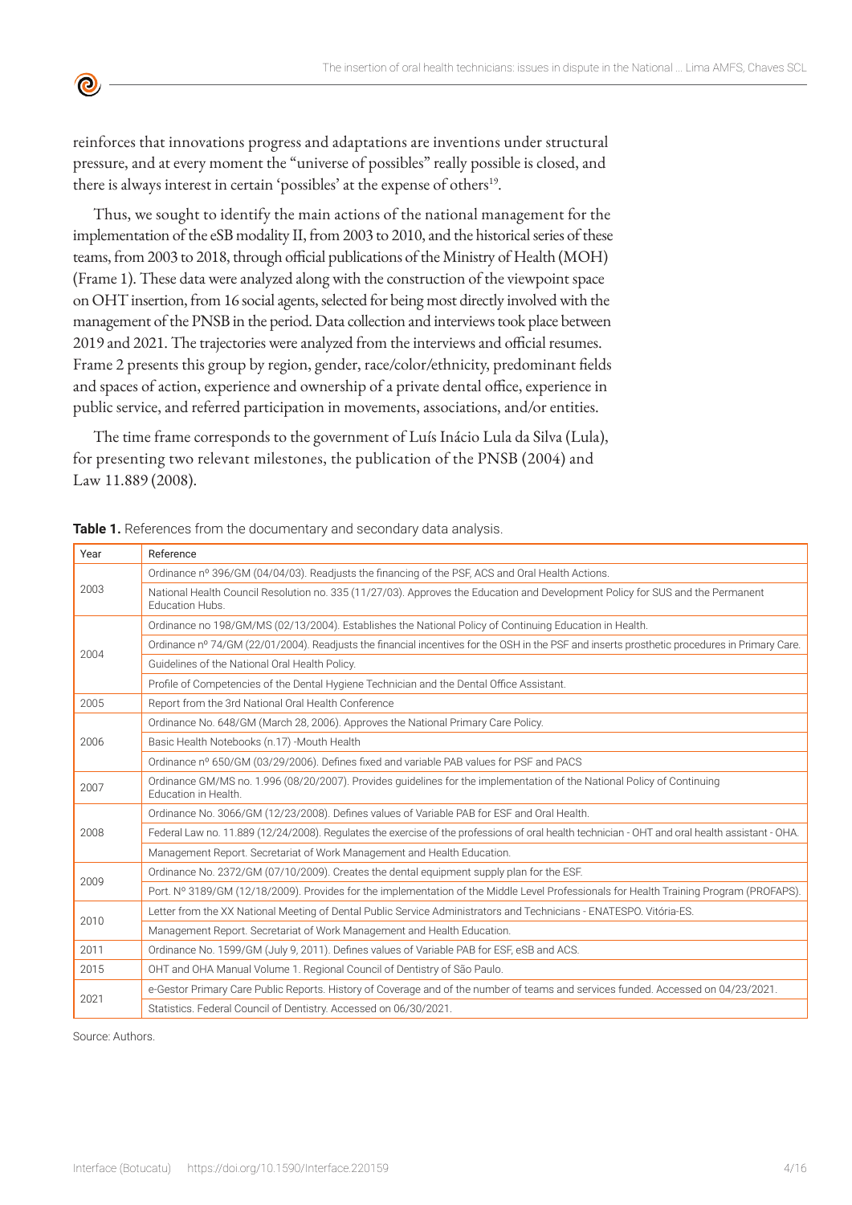reinforces that innovations progress and adaptations are inventions under structural pressure, and at every moment the "universe of possibles" really possible is closed, and there is always interest in certain 'possibles' at the expense of others[19].

Thus, we sought to identify the main actions of the national management for the implementation of the eSB modality II, from 2003 to 2010, and the historical series of these teams, from 2003 to 2018, through official publications of the Ministry of Health (MOH) (Frame 1). These data were analyzed along with the construction of the viewpoint space on OHT insertion, from 16 social agents, selected for being most directly involved with the management of the PNSB in the period. Data collection and interviews took place between 2019 and 2021. The trajectories were analyzed from the interviews and official resumes. Frame 2 presents this group by region, gender, race/color/ethnicity, predominant fields and spaces of action, experience and ownership of a private dental office, experience in public service, and referred participation in movements, associations, and/or entities.

The time frame corresponds to the government of Luís Inácio Lula da Silva (Lula), for presenting two relevant milestones, the publication of the PNSB (2004) and Law 11.889 (2008).

**Table 1.** References from the documentary and secondary data analysis.

| Year | Reference |
|---|---|
| 2003 | Ordinance nº 396/GM (04/04/03). Readjusts the financing of the PSF, ACS and Oral Health Actions. |
| | National Health Council Resolution no. 335 (11/27/03). Approves the Education and Development Policy for SUS and the Permanent Education Hubs. |
| 2004 | Ordinance no 198/GM/MS (02/13/2004). Establishes the National Policy of Continuing Education in Health. |
| | Ordinance nº 74/GM (22/01/2004). Readjusts the financial incentives for the OSH in the PSF and inserts prosthetic procedures in Primary Care. |
| | Guidelines of the National Oral Health Policy. |
| | Profile of Competencies of the Dental Hygiene Technician and the Dental Office Assistant. |
| 2005 | Report from the 3rd National Oral Health Conference |
| 2006 | Ordinance No. 648/GM (March 28, 2006). Approves the National Primary Care Policy. |
| | Basic Health Notebooks (n.17) -Mouth Health |
| | Ordinance nº 650/GM (03/29/2006). Defines fixed and variable PAB values for PSF and PACS |
| 2007 | Ordinance GM/MS no. 1.996 (08/20/2007). Provides guidelines for the implementation of the National Policy of Continuing Education in Health. |
| 2008 | Ordinance No. 3066/GM (12/23/2008). Defines values of Variable PAB for ESF and Oral Health. |
| | Federal Law no. 11.889 (12/24/2008). Regulates the exercise of the professions of oral health technician - OHT and oral health assistant - OHA. |
| | Management Report. Secretariat of Work Management and Health Education. |
| 2009 | Ordinance No. 2372/GM (07/10/2009). Creates the dental equipment supply plan for the ESF. |
| | Port. Nº 3189/GM (12/18/2009). Provides for the implementation of the Middle Level Professionals for Health Training Program (PROFAPS). |
| 2010 | Letter from the XX National Meeting of Dental Public Service Administrators and Technicians - ENATESPO. Vitória-ES. |
| | Management Report. Secretariat of Work Management and Health Education. |
| 2011 | Ordinance No. 1599/GM (July 9, 2011). Defines values of Variable PAB for ESF, eSB and ACS. |
| 2015 | OHT and OHA Manual Volume 1. Regional Council of Dentistry of São Paulo. |
| 2021 | e-Gestor Primary Care Public Reports. History of Coverage and of the number of teams and services funded. Accessed on 04/23/2021. |
| | Statistics. Federal Council of Dentistry. Accessed on 06/30/2021. |

Source: Authors.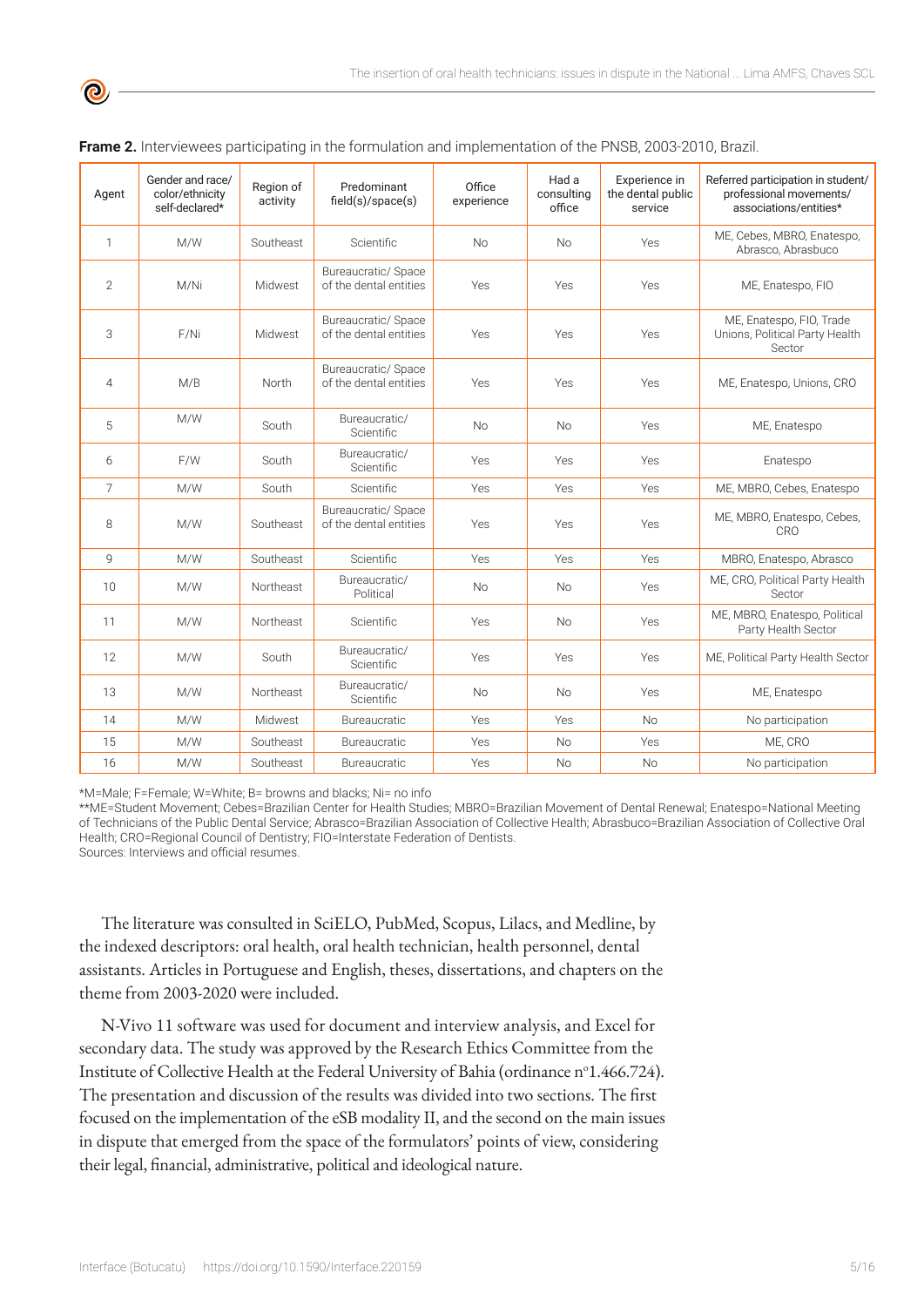**Frame 2.** Interviewees participating in the formulation and implementation of the PNSB, 2003-2010, Brazil.

| Agent | Gender and race/ color/ethnicity self-declared* | Region of activity | Predominant field(s)/space(s) | Office experience | Had a consulting office | Experience in the dental public service | Referred participation in student/ professional movements/ associations/entities* |
|---|---|---|---|---|---|---|---|
| 1 | M/W | Southeast | Scientific | No | No | Yes | ME, Cebes, MBRO, Enatespo, Abrasco, Abrasbuco |
| 2 | M/Ni | Midwest | Bureaucratic/ Space of the dental entities | Yes | Yes | Yes | ME, Enatespo, FIO |
| 3 | F/Ni | Midwest | Bureaucratic/ Space of the dental entities | Yes | Yes | Yes | ME, Enatespo, FIO, Trade Unions, Political Party Health Sector |
| 4 | M/B | North | Bureaucratic/ Space of the dental entities | Yes | Yes | Yes | ME, Enatespo, Unions, CRO |
| 5 | M/W | South | Bureaucratic/ Scientific | No | No | Yes | ME, Enatespo |
| 6 | F/W | South | Bureaucratic/ Scientific | Yes | Yes | Yes | Enatespo |
| 7 | M/W | South | Scientific | Yes | Yes | Yes | ME, MBRO, Cebes, Enatespo |
| 8 | M/W | Southeast | Bureaucratic/ Space of the dental entities | Yes | Yes | Yes | ME, MBRO, Enatespo, Cebes, CRO |
| 9 | M/W | Southeast | Scientific | Yes | Yes | Yes | MBRO, Enatespo, Abrasco |
| 10 | M/W | Northeast | Bureaucratic/ Political | No | No | Yes | ME, CRO, Political Party Health Sector |
| 11 | M/W | Northeast | Scientific | Yes | No | Yes | ME, MBRO, Enatespo, Political Party Health Sector |
| 12 | M/W | South | Bureaucratic/ Scientific | Yes | Yes | Yes | ME, Political Party Health Sector |
| 13 | M/W | Northeast | Bureaucratic/ Scientific | No | No | Yes | ME, Enatespo |
| 14 | M/W | Midwest | Bureaucratic | Yes | Yes | No | No participation |
| 15 | M/W | Southeast | Bureaucratic | Yes | No | Yes | ME, CRO |
| 16 | M/W | Southeast | Bureaucratic | Yes | No | No | No participation |

*M=Male; F=Female; W=White; B= browns and blacks; Ni= no info

**ME=Student Movement; Cebes=Brazilian Center for Health Studies; MBRO=Brazilian Movement of Dental Renewal; Enatespo=National Meeting of Technicians of the Public Dental Service; Abrasco=Brazilian Association of Collective Health; Abrasbuco=Brazilian Association of Collective Oral Health; CRO=Regional Council of Dentistry; FIO=Interstate Federation of Dentists.

Sources: Interviews and official resumes.

The literature was consulted in SciELO, PubMed, Scopus, Lilacs, and Medline, by the indexed descriptors: oral health, oral health technician, health personnel, dental assistants. Articles in Portuguese and English, theses, dissertations, and chapters on the theme from 2003-2020 were included.

N-Vivo 11 software was used for document and interview analysis, and Excel for secondary data. The study was approved by the Research Ethics Committee from the Institute of Collective Health at the Federal University of Bahia (ordinance nº1.466.724). The presentation and discussion of the results was divided into two sections. The first focused on the implementation of the eSB modality II, and the second on the main issues in dispute that emerged from the space of the formulators' points of view, considering their legal, financial, administrative, political and ideological nature.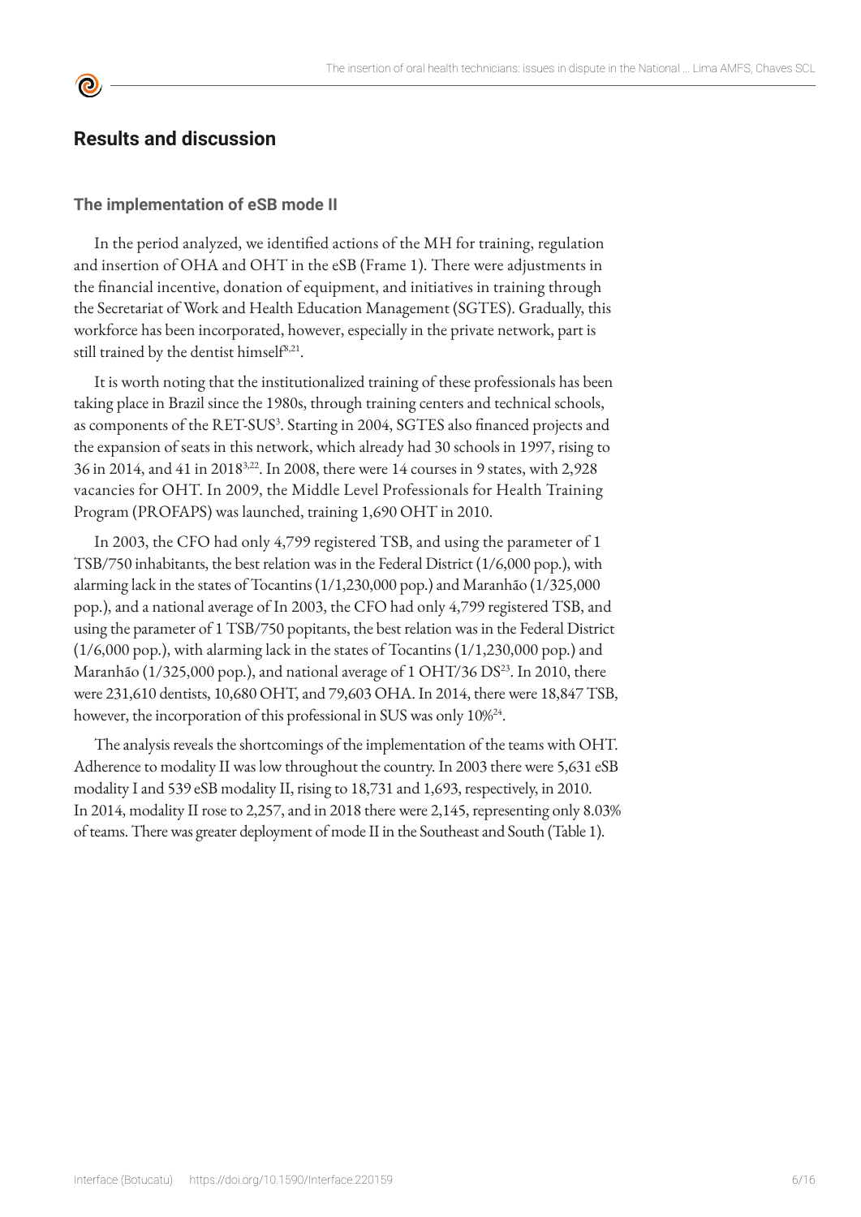## Results and discussion

### The implementation of eSB mode II

In the period analyzed, we identified actions of the MH for training, regulation and insertion of OHA and OHT in the eSB (Frame 1). There were adjustments in the financial incentive, donation of equipment, and initiatives in training through the Secretariat of Work and Health Education Management (SGTES). Gradually, this workforce has been incorporated, however, especially in the private network, part is still trained by the dentist himself[8,21].

It is worth noting that the institutionalized training of these professionals has been taking place in Brazil since the 1980s, through training centers and technical schools, as components of the RET-SUS[3]. Starting in 2004, SGTES also financed projects and the expansion of seats in this network, which already had 30 schools in 1997, rising to 36 in 2014, and 41 in 2018[3,22]. In 2008, there were 14 courses in 9 states, with 2,928 vacancies for OHT. In 2009, the Middle Level Professionals for Health Training Program (PROFAPS) was launched, training 1,690 OHT in 2010.

In 2003, the CFO had only 4,799 registered TSB, and using the parameter of 1 TSB/750 inhabitants, the best relation was in the Federal District (1/6,000 pop.), with alarming lack in the states of Tocantins (1/1,230,000 pop.) and Maranhão (1/325,000 pop.), and a national average of In 2003, the CFO had only 4,799 registered TSB, and using the parameter of 1 TSB/750 popitants, the best relation was in the Federal District (1/6,000 pop.), with alarming lack in the states of Tocantins (1/1,230,000 pop.) and Maranhão (1/325,000 pop.), and national average of 1 OHT/36 DS[23]. In 2010, there were 231,610 dentists, 10,680 OHT, and 79,603 OHA. In 2014, there were 18,847 TSB, however, the incorporation of this professional in SUS was only 10%[24].

The analysis reveals the shortcomings of the implementation of the teams with OHT. Adherence to modality II was low throughout the country. In 2003 there were 5,631 eSB modality I and 539 eSB modality II, rising to 18,731 and 1,693, respectively, in 2010. In 2014, modality II rose to 2,257, and in 2018 there were 2,145, representing only 8.03% of teams. There was greater deployment of mode II in the Southeast and South (Table 1).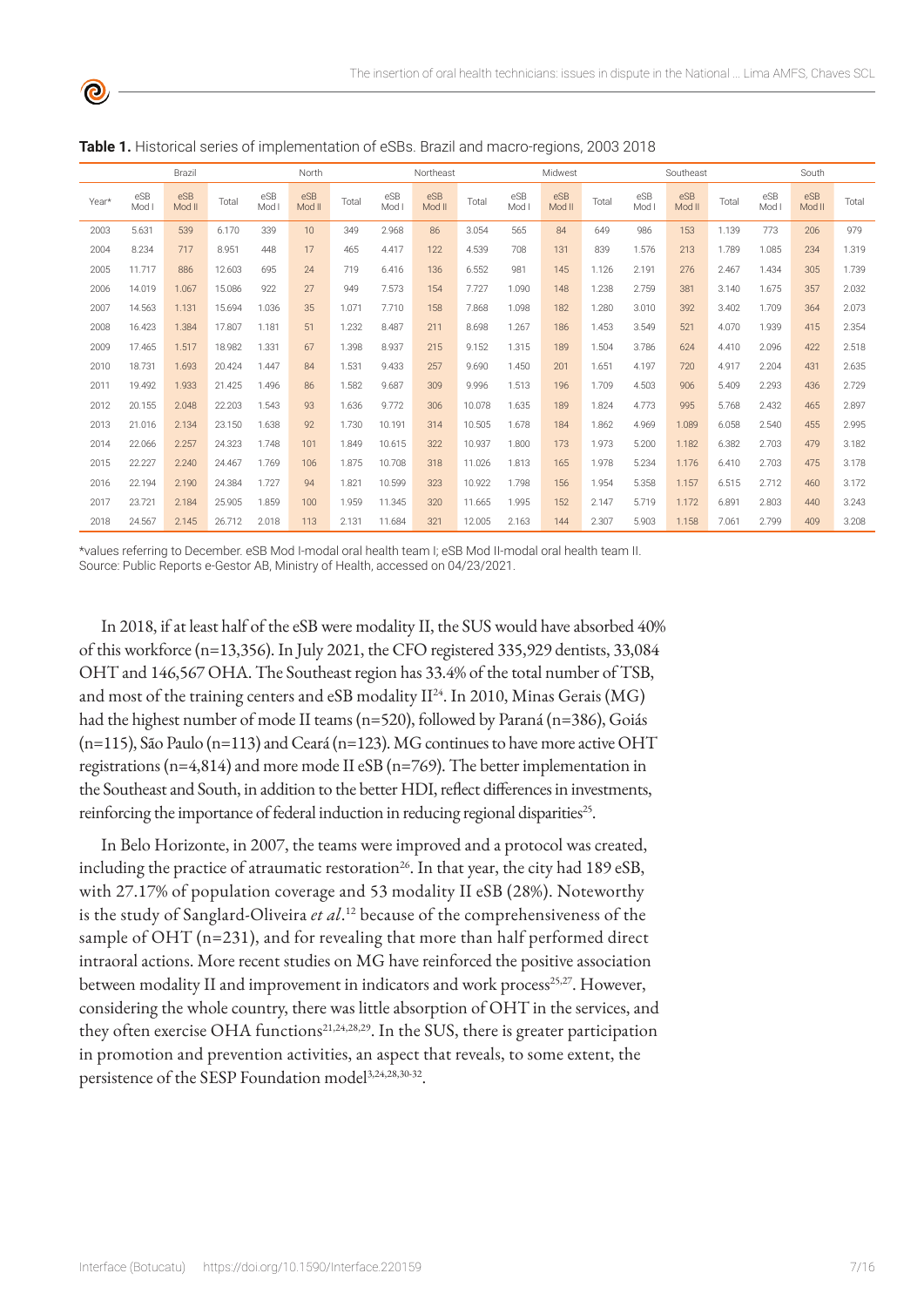**Table 1.** Historical series of implementation of eSBs. Brazil and macro-regions, 2003 2018

| | Brazil | | | North | | | Northeast | | | Midwest | | | Southeast | | | South | | |
|---|---|---|---|---|---|---|---|---|---|---|---|---|---|---|---|---|---|---|
| Year* | eSB Mod I | eSB Mod II | Total | eSB Mod I | eSB Mod II | Total | eSB Mod I | eSB Mod II | Total | eSB Mod I | eSB Mod II | Total | eSB Mod I | eSB Mod II | Total | eSB Mod I | eSB Mod II | Total |
| 2003 | 5.631 | 539 | 6.170 | 339 | 10 | 349 | 2.968 | 86 | 3.054 | 565 | 84 | 649 | 986 | 153 | 1.139 | 773 | 206 | 979 |
| 2004 | 8.234 | 717 | 8.951 | 448 | 17 | 465 | 4.417 | 122 | 4.539 | 708 | 131 | 839 | 1.576 | 213 | 1.789 | 1.085 | 234 | 1.319 |
| 2005 | 11.717 | 886 | 12.603 | 695 | 24 | 719 | 6.416 | 136 | 6.552 | 981 | 145 | 1.126 | 2.191 | 276 | 2.467 | 1.434 | 305 | 1.739 |
| 2006 | 14.019 | 1.067 | 15.086 | 922 | 27 | 949 | 7.573 | 154 | 7.727 | 1.090 | 148 | 1.238 | 2.759 | 381 | 3.140 | 1.675 | 357 | 2.032 |
| 2007 | 14.563 | 1.131 | 15.694 | 1.036 | 35 | 1.071 | 7.710 | 158 | 7.868 | 1.098 | 182 | 1.280 | 3.010 | 392 | 3.402 | 1.709 | 364 | 2.073 |
| 2008 | 16.423 | 1.384 | 17.807 | 1.181 | 51 | 1.232 | 8.487 | 211 | 8.698 | 1.267 | 186 | 1.453 | 3.549 | 521 | 4.070 | 1.939 | 415 | 2.354 |
| 2009 | 17.465 | 1.517 | 18.982 | 1.331 | 67 | 1.398 | 8.937 | 215 | 9.152 | 1.315 | 189 | 1.504 | 3.786 | 624 | 4.410 | 2.096 | 422 | 2.518 |
| 2010 | 18.731 | 1.693 | 20.424 | 1.447 | 84 | 1.531 | 9.433 | 257 | 9.690 | 1.450 | 201 | 1.651 | 4.197 | 720 | 4.917 | 2.204 | 431 | 2.635 |
| 2011 | 19.492 | 1.933 | 21.425 | 1.496 | 86 | 1.582 | 9.687 | 309 | 9.996 | 1.513 | 196 | 1.709 | 4.503 | 906 | 5.409 | 2.293 | 436 | 2.729 |
| 2012 | 20.155 | 2.048 | 22.203 | 1.543 | 93 | 1.636 | 9.772 | 306 | 10.078 | 1.635 | 189 | 1.824 | 4.773 | 995 | 5.768 | 2.432 | 465 | 2.897 |
| 2013 | 21.016 | 2.134 | 23.150 | 1.638 | 92 | 1.730 | 10.191 | 314 | 10.505 | 1.678 | 184 | 1.862 | 4.969 | 1.089 | 6.058 | 2.540 | 455 | 2.995 |
| 2014 | 22.066 | 2.257 | 24.323 | 1.748 | 101 | 1.849 | 10.615 | 322 | 10.937 | 1.800 | 173 | 1.973 | 5.200 | 1.182 | 6.382 | 2.703 | 479 | 3.182 |
| 2015 | 22.227 | 2.240 | 24.467 | 1.769 | 106 | 1.875 | 10.708 | 318 | 11.026 | 1.813 | 165 | 1.978 | 5.234 | 1.176 | 6.410 | 2.703 | 475 | 3.178 |
| 2016 | 22.194 | 2.190 | 24.384 | 1.727 | 94 | 1.821 | 10.599 | 323 | 10.922 | 1.798 | 156 | 1.954 | 5.358 | 1.157 | 6.515 | 2.712 | 460 | 3.172 |
| 2017 | 23.721 | 2.184 | 25.905 | 1.859 | 100 | 1.959 | 11.345 | 320 | 11.665 | 1.995 | 152 | 2.147 | 5.719 | 1.172 | 6.891 | 2.803 | 440 | 3.243 |
| 2018 | 24.567 | 2.145 | 26.712 | 2.018 | 113 | 2.131 | 11.684 | 321 | 12.005 | 2.163 | 144 | 2.307 | 5.903 | 1.158 | 7.061 | 2.799 | 409 | 3.208 |

*values referring to December. eSB Mod I-modal oral health team I; eSB Mod II-modal oral health team II.
Source: Public Reports e-Gestor AB, Ministry of Health, accessed on 04/23/2021.

In 2018, if at least half of the eSB were modality II, the SUS would have absorbed 40% of this workforce (n=13,356). In July 2021, the CFO registered 335,929 dentists, 33,084 OHT and 146,567 OHA. The Southeast region has 33.4% of the total number of TSB, and most of the training centers and eSB modality II[24]. In 2010, Minas Gerais (MG) had the highest number of mode II teams (n=520), followed by Paraná (n=386), Goiás (n=115), São Paulo (n=113) and Ceará (n=123). MG continues to have more active OHT registrations (n=4,814) and more mode II eSB (n=769). The better implementation in the Southeast and South, in addition to the better HDI, reflect differences in investments, reinforcing the importance of federal induction in reducing regional disparities[25].

In Belo Horizonte, in 2007, the teams were improved and a protocol was created, including the practice of atraumatic restoration[26]. In that year, the city had 189 eSB, with 27.17% of population coverage and 53 modality II eSB (28%). Noteworthy is the study of Sanglard-Oliveira *et al*.[12] because of the comprehensiveness of the sample of OHT (n=231), and for revealing that more than half performed direct intraoral actions. More recent studies on MG have reinforced the positive association between modality II and improvement in indicators and work process[25,27]. However, considering the whole country, there was little absorption of OHT in the services, and they often exercise OHA functions[21,24,28,29]. In the SUS, there is greater participation in promotion and prevention activities, an aspect that reveals, to some extent, the persistence of the SESP Foundation model[3,24,28,30-32].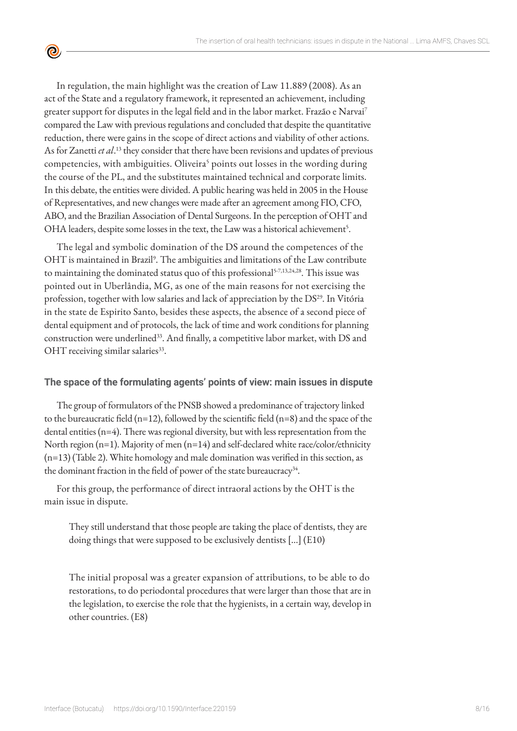In regulation, the main highlight was the creation of Law 11.889 (2008). As an act of the State and a regulatory framework, it represented an achievement, including greater support for disputes in the legal field and in the labor market. Frazão e Narvai[7] compared the Law with previous regulations and concluded that despite the quantitative reduction, there were gains in the scope of direct actions and viability of other actions. As for Zanetti *et al*.[13] they consider that there have been revisions and updates of previous competencies, with ambiguities. Oliveira[5] points out losses in the wording during the course of the PL, and the substitutes maintained technical and corporate limits. In this debate, the entities were divided. A public hearing was held in 2005 in the House of Representatives, and new changes were made after an agreement among FIO, CFO, ABO, and the Brazilian Association of Dental Surgeons. In the perception of OHT and OHA leaders, despite some losses in the text, the Law was a historical achievement[5].

The legal and symbolic domination of the DS around the competences of the OHT is maintained in Brazil[9]. The ambiguities and limitations of the Law contribute to maintaining the dominated status quo of this professional[5-7,13,24,28]. This issue was pointed out in Uberlândia, MG, as one of the main reasons for not exercising the profession, together with low salaries and lack of appreciation by the DS[29]. In Vitória in the state de Espirito Santo, besides these aspects, the absence of a second piece of dental equipment and of protocols, the lack of time and work conditions for planning construction were underlined[33]. And finally, a competitive labor market, with DS and OHT receiving similar salaries[33].

### The space of the formulating agents' points of view: main issues in dispute

The group of formulators of the PNSB showed a predominance of trajectory linked to the bureaucratic field (n=12), followed by the scientific field (n=8) and the space of the dental entities (n=4). There was regional diversity, but with less representation from the North region (n=1). Majority of men (n=14) and self-declared white race/color/ethnicity (n=13) (Table 2). White homology and male domination was verified in this section, as the dominant fraction in the field of power of the state bureaucracy[34].

For this group, the performance of direct intraoral actions by the OHT is the main issue in dispute.

> They still understand that those people are taking the place of dentists, they are doing things that were supposed to be exclusively dentists [...] (E10)

> The initial proposal was a greater expansion of attributions, to be able to do restorations, to do periodontal procedures that were larger than those that are in the legislation, to exercise the role that the hygienists, in a certain way, develop in other countries. (E8)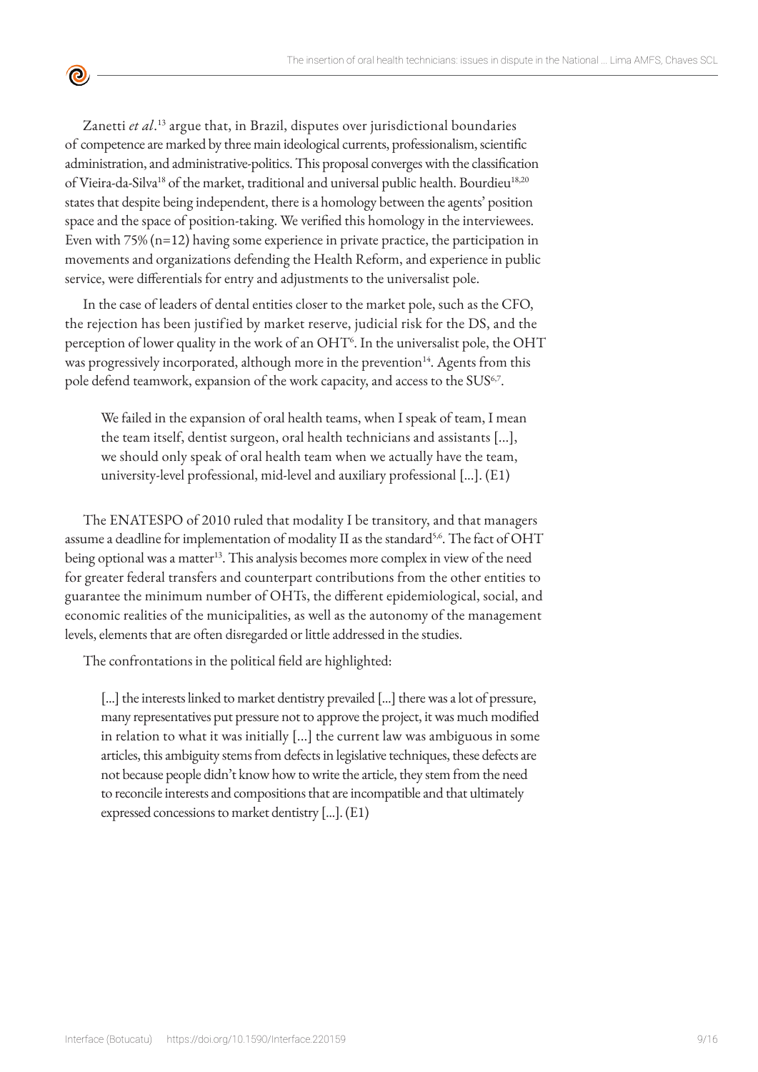Zanetti *et al*.[13] argue that, in Brazil, disputes over jurisdictional boundaries of competence are marked by three main ideological currents, professionalism, scientific administration, and administrative-politics. This proposal converges with the classification of Vieira-da-Silva[18] of the market, traditional and universal public health. Bourdieu[18,20] states that despite being independent, there is a homology between the agents' position space and the space of position-taking. We verified this homology in the interviewees. Even with 75% (n=12) having some experience in private practice, the participation in movements and organizations defending the Health Reform, and experience in public service, were differentials for entry and adjustments to the universalist pole.

In the case of leaders of dental entities closer to the market pole, such as the CFO, the rejection has been justified by market reserve, judicial risk for the DS, and the perception of lower quality in the work of an OHT[6]. In the universalist pole, the OHT was progressively incorporated, although more in the prevention[14]. Agents from this pole defend teamwork, expansion of the work capacity, and access to the SUS[6,7].

> We failed in the expansion of oral health teams, when I speak of team, I mean the team itself, dentist surgeon, oral health technicians and assistants [...], we should only speak of oral health team when we actually have the team, university-level professional, mid-level and auxiliary professional [...]. (E1)

The ENATESPO of 2010 ruled that modality I be transitory, and that managers assume a deadline for implementation of modality II as the standard[5,6]. The fact of OHT being optional was a matter[13]. This analysis becomes more complex in view of the need for greater federal transfers and counterpart contributions from the other entities to guarantee the minimum number of OHTs, the different epidemiological, social, and economic realities of the municipalities, as well as the autonomy of the management levels, elements that are often disregarded or little addressed in the studies.

The confrontations in the political field are highlighted:

> [...] the interests linked to market dentistry prevailed [...] there was a lot of pressure, many representatives put pressure not to approve the project, it was much modified in relation to what it was initially [...] the current law was ambiguous in some articles, this ambiguity stems from defects in legislative techniques, these defects are not because people didn't know how to write the article, they stem from the need to reconcile interests and compositions that are incompatible and that ultimately expressed concessions to market dentistry [...]. (E1)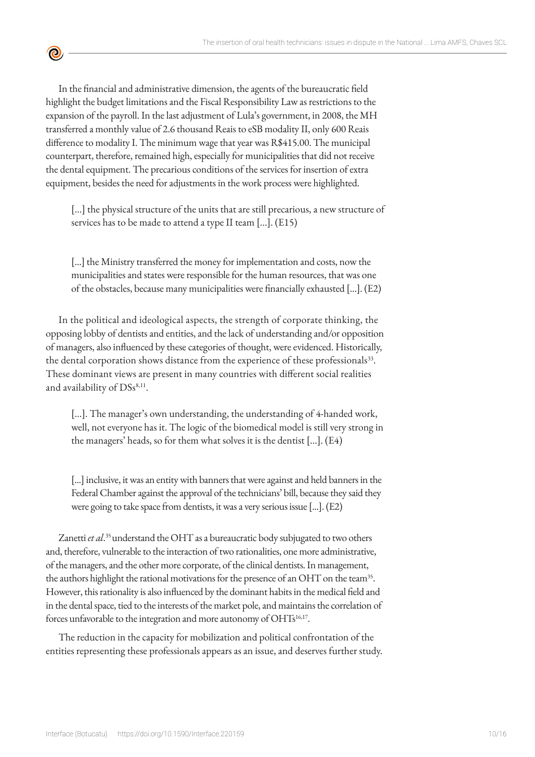In the financial and administrative dimension, the agents of the bureaucratic field highlight the budget limitations and the Fiscal Responsibility Law as restrictions to the expansion of the payroll. In the last adjustment of Lula's government, in 2008, the MH transferred a monthly value of 2.6 thousand Reais to eSB modality II, only 600 Reais difference to modality I. The minimum wage that year was R$415.00. The municipal counterpart, therefore, remained high, especially for municipalities that did not receive the dental equipment. The precarious conditions of the services for insertion of extra equipment, besides the need for adjustments in the work process were highlighted.

> [...] the physical structure of the units that are still precarious, a new structure of services has to be made to attend a type II team [...]. (E15)

> [...] the Ministry transferred the money for implementation and costs, now the municipalities and states were responsible for the human resources, that was one of the obstacles, because many municipalities were financially exhausted [...]. (E2)

In the political and ideological aspects, the strength of corporate thinking, the opposing lobby of dentists and entities, and the lack of understanding and/or opposition of managers, also influenced by these categories of thought, were evidenced. Historically, the dental corporation shows distance from the experience of these professionals[33]. These dominant views are present in many countries with different social realities and availability of DSs[8,11].

> [...]. The manager's own understanding, the understanding of 4-handed work, well, not everyone has it. The logic of the biomedical model is still very strong in the managers' heads, so for them what solves it is the dentist [...]. (E4)

> [...] inclusive, it was an entity with banners that were against and held banners in the Federal Chamber against the approval of the technicians' bill, because they said they were going to take space from dentists, it was a very serious issue [...]. (E2)

Zanetti *et al*.[35] understand the OHT as a bureaucratic body subjugated to two others and, therefore, vulnerable to the interaction of two rationalities, one more administrative, of the managers, and the other more corporate, of the clinical dentists. In management, the authors highlight the rational motivations for the presence of an OHT on the team[35]. However, this rationality is also influenced by the dominant habits in the medical field and in the dental space, tied to the interests of the market pole, and maintains the correlation of forces unfavorable to the integration and more autonomy of OHTs[16,17].

The reduction in the capacity for mobilization and political confrontation of the entities representing these professionals appears as an issue, and deserves further study.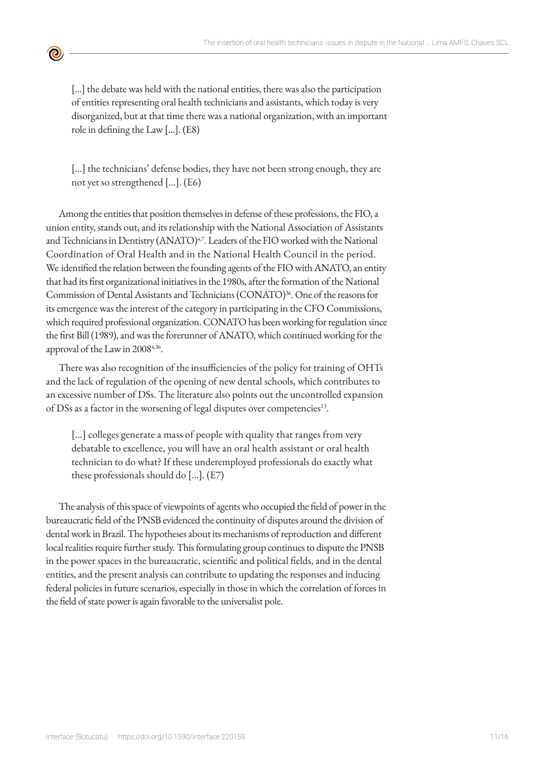> [...] the debate was held with the national entities, there was also the participation of entities representing oral health technicians and assistants, which today is very disorganized, but at that time there was a national organization, with an important role in defining the Law [...]. (E8)

> [...] the technicians' defense bodies, they have not been strong enough, they are not yet so strengthened [...]. (E6)

Among the entities that position themselves in defense of these professions, the FIO, a union entity, stands out, and its relationship with the National Association of Assistants and Technicians in Dentistry (ANATO)[4,7]. Leaders of the FIO worked with the National Coordination of Oral Health and in the National Health Council in the period. We identified the relation between the founding agents of the FIO with ANATO, an entity that had its first organizational initiatives in the 1980s, after the formation of the National Commission of Dental Assistants and Technicians (CONATO)[36]. One of the reasons for its emergence was the interest of the category in participating in the CFO Commissions, which required professional organization. CONATO has been working for regulation since the first Bill (1989), and was the forerunner of ANATO, which continued working for the approval of the Law in 2008[4,36].

There was also recognition of the insufficiencies of the policy for training of OHTs and the lack of regulation of the opening of new dental schools, which contributes to an excessive number of DSs. The literature also points out the uncontrolled expansion of DSs as a factor in the worsening of legal disputes over competencies[13].

> [...] colleges generate a mass of people with quality that ranges from very debatable to excellence, you will have an oral health assistant or oral health technician to do what? If these underemployed professionals do exactly what these professionals should do [...]. (E7)

The analysis of this space of viewpoints of agents who occupied the field of power in the bureaucratic field of the PNSB evidenced the continuity of disputes around the division of dental work in Brazil. The hypotheses about its mechanisms of reproduction and different local realities require further study. This formulating group continues to dispute the PNSB in the power spaces in the bureaucratic, scientific and political fields, and in the dental entities, and the present analysis can contribute to updating the responses and inducing federal policies in future scenarios, especially in those in which the correlation of forces in the field of state power is again favorable to the universalist pole.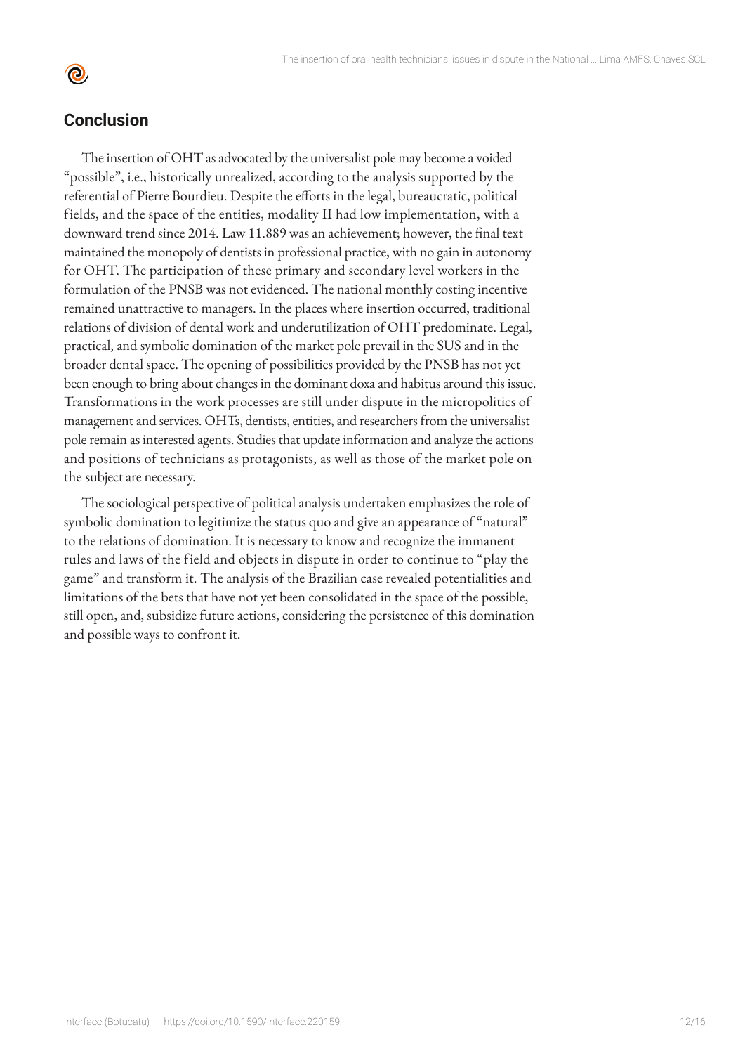## Conclusion

The insertion of OHT as advocated by the universalist pole may become a voided "possible", i.e., historically unrealized, according to the analysis supported by the referential of Pierre Bourdieu. Despite the efforts in the legal, bureaucratic, political fields, and the space of the entities, modality II had low implementation, with a downward trend since 2014. Law 11.889 was an achievement; however, the final text maintained the monopoly of dentists in professional practice, with no gain in autonomy for OHT. The participation of these primary and secondary level workers in the formulation of the PNSB was not evidenced. The national monthly costing incentive remained unattractive to managers. In the places where insertion occurred, traditional relations of division of dental work and underutilization of OHT predominate. Legal, practical, and symbolic domination of the market pole prevail in the SUS and in the broader dental space. The opening of possibilities provided by the PNSB has not yet been enough to bring about changes in the dominant doxa and habitus around this issue. Transformations in the work processes are still under dispute in the micropolitics of management and services. OHTs, dentists, entities, and researchers from the universalist pole remain as interested agents. Studies that update information and analyze the actions and positions of technicians as protagonists, as well as those of the market pole on the subject are necessary.

The sociological perspective of political analysis undertaken emphasizes the role of symbolic domination to legitimize the status quo and give an appearance of "natural" to the relations of domination. It is necessary to know and recognize the immanent rules and laws of the field and objects in dispute in order to continue to "play the game" and transform it. The analysis of the Brazilian case revealed potentialities and limitations of the bets that have not yet been consolidated in the space of the possible, still open, and, subsidize future actions, considering the persistence of this domination and possible ways to confront it.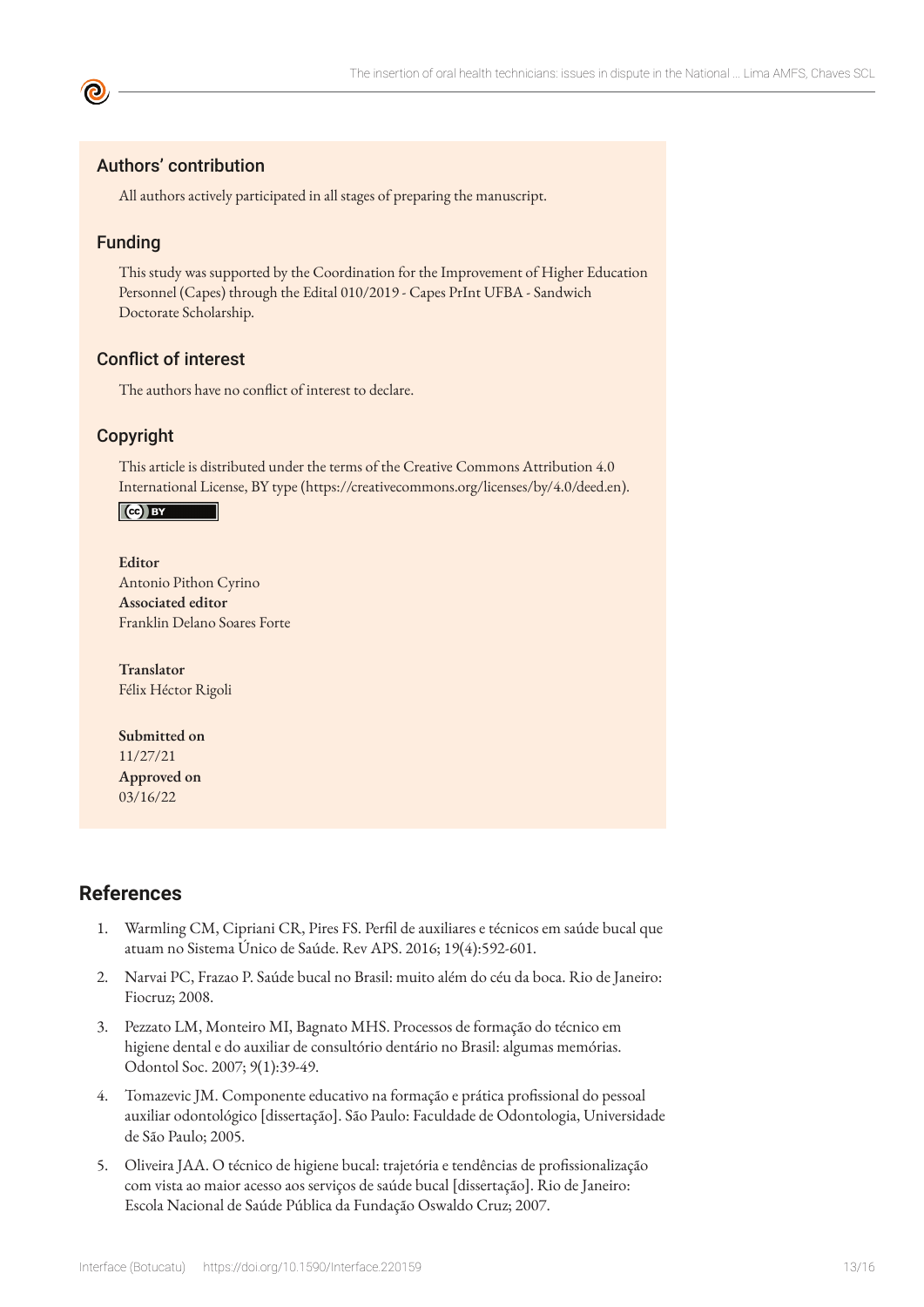## Authors' contribution

All authors actively participated in all stages of preparing the manuscript.

## Funding

This study was supported by the Coordination for the Improvement of Higher Education Personnel (Capes) through the Edital 010/2019 - Capes PrInt UFBA - Sandwich Doctorate Scholarship.

## Conflict of interest

The authors have no conflict of interest to declare.

## Copyright

This article is distributed under the terms of the Creative Commons Attribution 4.0 International License, BY type (https://creativecommons.org/licenses/by/4.0/deed.en).

**Editor**
Antonio Pithon Cyrino
**Associated editor**
Franklin Delano Soares Forte

**Translator**
Félix Héctor Rigoli

**Submitted on**
11/27/21
**Approved on**
03/16/22

## References

1. Warmling CM, Cipriani CR, Pires FS. Perfil de auxiliares e técnicos em saúde bucal que atuam no Sistema Único de Saúde. Rev APS. 2016; 19(4):592-601.
2. Narvai PC, Frazao P. Saúde bucal no Brasil: muito além do céu da boca. Rio de Janeiro: Fiocruz; 2008.
3. Pezzato LM, Monteiro MI, Bagnato MHS. Processos de formação do técnico em higiene dental e do auxiliar de consultório dentário no Brasil: algumas memórias. Odontol Soc. 2007; 9(1):39-49.
4. Tomazevic JM. Componente educativo na formação e prática profissional do pessoal auxiliar odontológico [dissertação]. São Paulo: Faculdade de Odontologia, Universidade de São Paulo; 2005.
5. Oliveira JAA. O técnico de higiene bucal: trajetória e tendências de profissionalização com vista ao maior acesso aos serviços de saúde bucal [dissertação]. Rio de Janeiro: Escola Nacional de Saúde Pública da Fundação Oswaldo Cruz; 2007.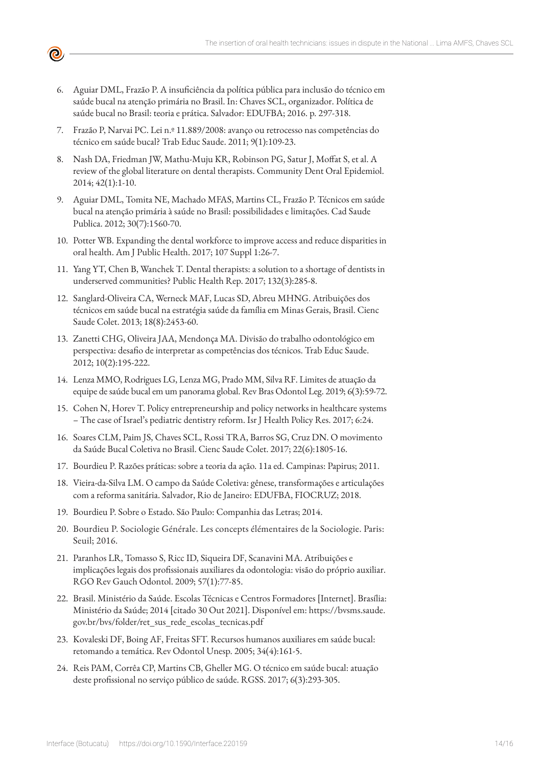6. Aguiar DML, Frazão P. A insuficiência da política pública para inclusão do técnico em saúde bucal na atenção primária no Brasil. In: Chaves SCL, organizador. Política de saúde bucal no Brasil: teoria e prática. Salvador: EDUFBA; 2016. p. 297-318.
7. Frazão P, Narvai PC. Lei n.º 11.889/2008: avanço ou retrocesso nas competências do técnico em saúde bucal? Trab Educ Saude. 2011; 9(1):109-23.
8. Nash DA, Friedman JW, Mathu-Muju KR, Robinson PG, Satur J, Moffat S, et al. A review of the global literature on dental therapists. Community Dent Oral Epidemiol. 2014; 42(1):1-10.
9. Aguiar DML, Tomita NE, Machado MFAS, Martins CL, Frazão P. Técnicos em saúde bucal na atenção primária à saúde no Brasil: possibilidades e limitações. Cad Saude Publica. 2012; 30(7):1560-70.
10. Potter WB. Expanding the dental workforce to improve access and reduce disparities in oral health. Am J Public Health. 2017; 107 Suppl 1:26-7.
11. Yang YT, Chen B, Wanchek T. Dental therapists: a solution to a shortage of dentists in underserved communities? Public Health Rep. 2017; 132(3):285-8.
12. Sanglard-Oliveira CA, Werneck MAF, Lucas SD, Abreu MHNG. Atribuições dos técnicos em saúde bucal na estratégia saúde da família em Minas Gerais, Brasil. Cienc Saude Colet. 2013; 18(8):2453-60.
13. Zanetti CHG, Oliveira JAA, Mendonça MA. Divisão do trabalho odontológico em perspectiva: desafio de interpretar as competências dos técnicos. Trab Educ Saude. 2012; 10(2):195-222.
14. Lenza MMO, Rodrigues LG, Lenza MG, Prado MM, Silva RF. Limites de atuação da equipe de saúde bucal em um panorama global. Rev Bras Odontol Leg. 2019; 6(3):59-72.
15. Cohen N, Horev T. Policy entrepreneurship and policy networks in healthcare systems – The case of Israel's pediatric dentistry reform. Isr J Health Policy Res. 2017; 6:24.
16. Soares CLM, Paim JS, Chaves SCL, Rossi TRA, Barros SG, Cruz DN. O movimento da Saúde Bucal Coletiva no Brasil. Cienc Saude Colet. 2017; 22(6):1805-16.
17. Bourdieu P. Razões práticas: sobre a teoria da ação. 11a ed. Campinas: Papirus; 2011.
18. Vieira-da-Silva LM. O campo da Saúde Coletiva: gênese, transformações e articulações com a reforma sanitária. Salvador, Rio de Janeiro: EDUFBA, FIOCRUZ; 2018.
19. Bourdieu P. Sobre o Estado. São Paulo: Companhia das Letras; 2014.
20. Bourdieu P. Sociologie Générale. Les concepts élémentaires de la Sociologie. Paris: Seuil; 2016.
21. Paranhos LR, Tomasso S, Ricc ID, Siqueira DF, Scanavini MA. Atribuições e implicações legais dos profissionais auxiliares da odontologia: visão do próprio auxiliar. RGO Rev Gauch Odontol. 2009; 57(1):77-85.
22. Brasil. Ministério da Saúde. Escolas Técnicas e Centros Formadores [Internet]. Brasília: Ministério da Saúde; 2014 [citado 30 Out 2021]. Disponível em: https://bvsms.saude.gov.br/bvs/folder/ret_sus_rede_escolas_tecnicas.pdf
23. Kovaleski DF, Boing AF, Freitas SFT. Recursos humanos auxiliares em saúde bucal: retomando a temática. Rev Odontol Unesp. 2005; 34(4):161-5.
24. Reis PAM, Corrêa CP, Martins CB, Gheller MG. O técnico em saúde bucal: atuação deste profissional no serviço público de saúde. RGSS. 2017; 6(3):293-305.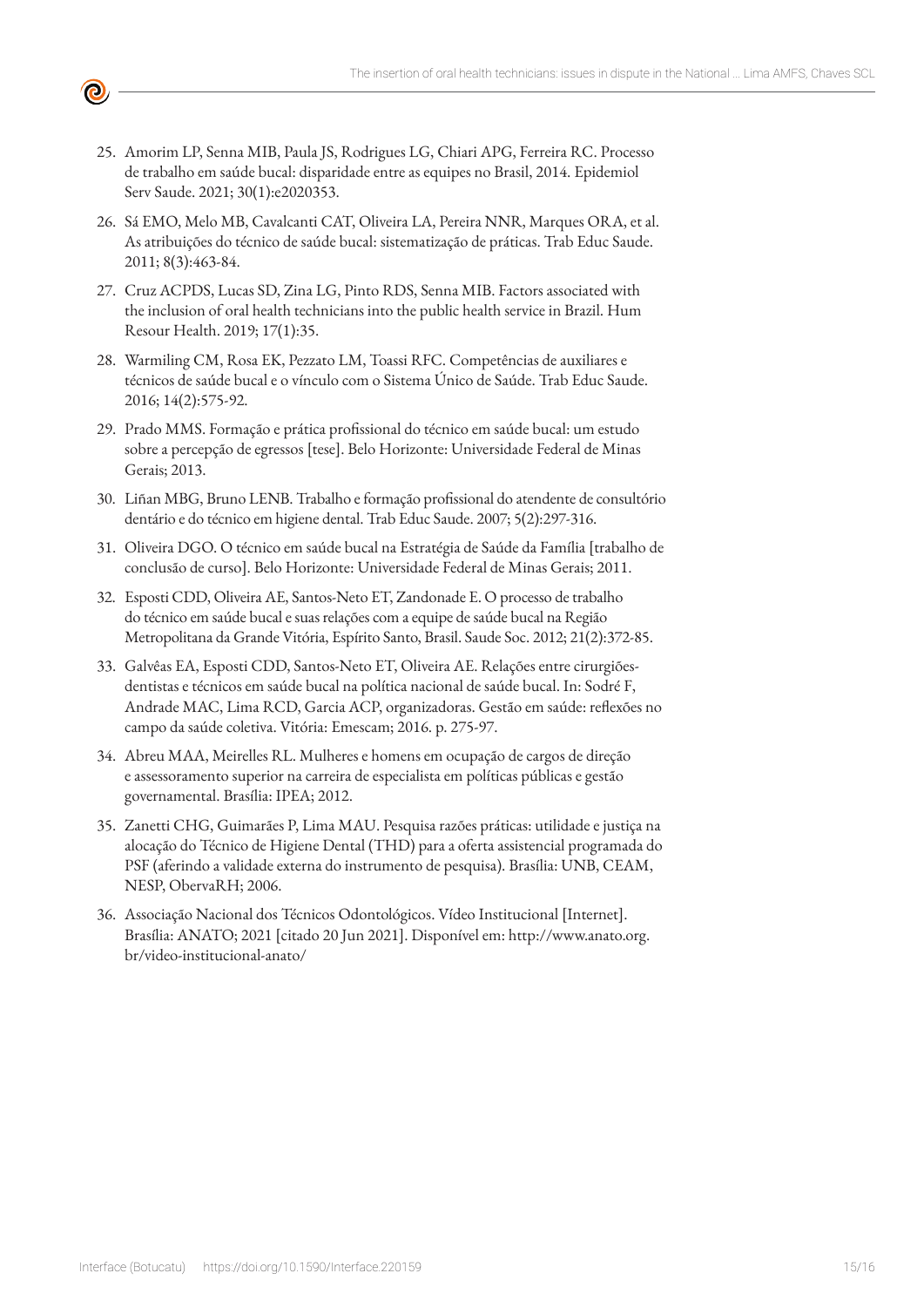25. Amorim LP, Senna MIB, Paula JS, Rodrigues LG, Chiari APG, Ferreira RC. Processo de trabalho em saúde bucal: disparidade entre as equipes no Brasil, 2014. Epidemiol Serv Saude. 2021; 30(1):e2020353.

26. Sá EMO, Melo MB, Cavalcanti CAT, Oliveira LA, Pereira NNR, Marques ORA, et al. As atribuições do técnico de saúde bucal: sistematização de práticas. Trab Educ Saude. 2011; 8(3):463-84.

27. Cruz ACPDS, Lucas SD, Zina LG, Pinto RDS, Senna MIB. Factors associated with the inclusion of oral health technicians into the public health service in Brazil. Hum Resour Health. 2019; 17(1):35.

28. Warmiling CM, Rosa EK, Pezzato LM, Toassi RFC. Competências de auxiliares e técnicos de saúde bucal e o vínculo com o Sistema Único de Saúde. Trab Educ Saude. 2016; 14(2):575-92.

29. Prado MMS. Formação e prática profissional do técnico em saúde bucal: um estudo sobre a percepção de egressos [tese]. Belo Horizonte: Universidade Federal de Minas Gerais; 2013.

30. Liñan MBG, Bruno LENB. Trabalho e formação profissional do atendente de consultório dentário e do técnico em higiene dental. Trab Educ Saude. 2007; 5(2):297-316.

31. Oliveira DGO. O técnico em saúde bucal na Estratégia de Saúde da Família [trabalho de conclusão de curso]. Belo Horizonte: Universidade Federal de Minas Gerais; 2011.

32. Esposti CDD, Oliveira AE, Santos-Neto ET, Zandonade E. O processo de trabalho do técnico em saúde bucal e suas relações com a equipe de saúde bucal na Região Metropolitana da Grande Vitória, Espírito Santo, Brasil. Saude Soc. 2012; 21(2):372-85.

33. Galvêas EA, Esposti CDD, Santos-Neto ET, Oliveira AE. Relações entre cirurgiões-dentistas e técnicos em saúde bucal na política nacional de saúde bucal. In: Sodré F, Andrade MAC, Lima RCD, Garcia ACP, organizadoras. Gestão em saúde: reflexões no campo da saúde coletiva. Vitória: Emescam; 2016. p. 275-97.

34. Abreu MAA, Meirelles RL. Mulheres e homens em ocupação de cargos de direção e assessoramento superior na carreira de especialista em políticas públicas e gestão governamental. Brasília: IPEA; 2012.

35. Zanetti CHG, Guimarães P, Lima MAU. Pesquisa razões práticas: utilidade e justiça na alocação do Técnico de Higiene Dental (THD) para a oferta assistencial programada do PSF (aferindo a validade externa do instrumento de pesquisa). Brasília: UNB, CEAM, NESP, ObervaRH; 2006.

36. Associação Nacional dos Técnicos Odontológicos. Vídeo Institucional [Internet]. Brasília: ANATO; 2021 [citado 20 Jun 2021]. Disponível em: http://www.anato.org.br/video-institucional-anato/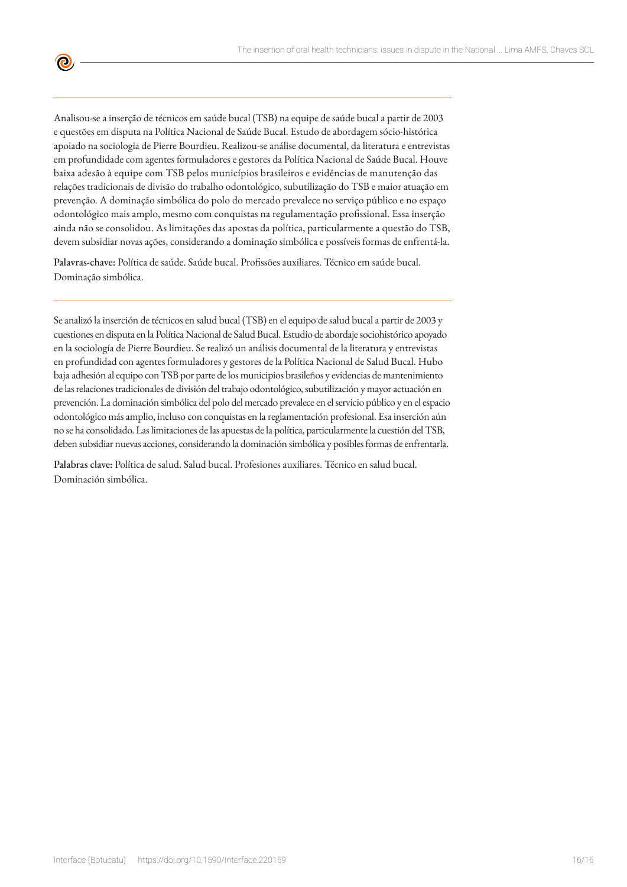Analisou-se a inserção de técnicos em saúde bucal (TSB) na equipe de saúde bucal a partir de 2003 e questões em disputa na Política Nacional de Saúde Bucal. Estudo de abordagem sócio-histórica apoiado na sociologia de Pierre Bourdieu. Realizou-se análise documental, da literatura e entrevistas em profundidade com agentes formuladores e gestores da Política Nacional de Saúde Bucal. Houve baixa adesão à equipe com TSB pelos municípios brasileiros e evidências de manutenção das relações tradicionais de divisão do trabalho odontológico, subutilização do TSB e maior atuação em prevenção. A dominação simbólica do polo do mercado prevalece no serviço público e no espaço odontológico mais amplo, mesmo com conquistas na regulamentação profissional. Essa inserção ainda não se consolidou. As limitações das apostas da política, particularmente a questão do TSB, devem subsidiar novas ações, considerando a dominação simbólica e possíveis formas de enfrentá-la.

**Palavras-chave:** Política de saúde. Saúde bucal. Profissões auxiliares. Técnico em saúde bucal. Dominação simbólica.

---

Se analizó la inserción de técnicos en salud bucal (TSB) en el equipo de salud bucal a partir de 2003 y cuestiones en disputa en la Política Nacional de Salud Bucal. Estudio de abordaje sociohistórico apoyado en la sociología de Pierre Bourdieu. Se realizó un análisis documental de la literatura y entrevistas en profundidad con agentes formuladores y gestores de la Política Nacional de Salud Bucal. Hubo baja adhesión al equipo con TSB por parte de los municipios brasileños y evidencias de mantenimiento de las relaciones tradicionales de división del trabajo odontológico, subutilización y mayor actuación en prevención. La dominación simbólica del polo del mercado prevalece en el servicio público y en el espacio odontológico más amplio, incluso con conquistas en la reglamentación profesional. Esa inserción aún no se ha consolidado. Las limitaciones de las apuestas de la política, particularmente la cuestión del TSB, deben subsidiar nuevas acciones, considerando la dominación simbólica y posibles formas de enfrentarla.

**Palabras clave:** Política de salud. Salud bucal. Profesiones auxiliares. Técnico en salud bucal. Dominación simbólica.